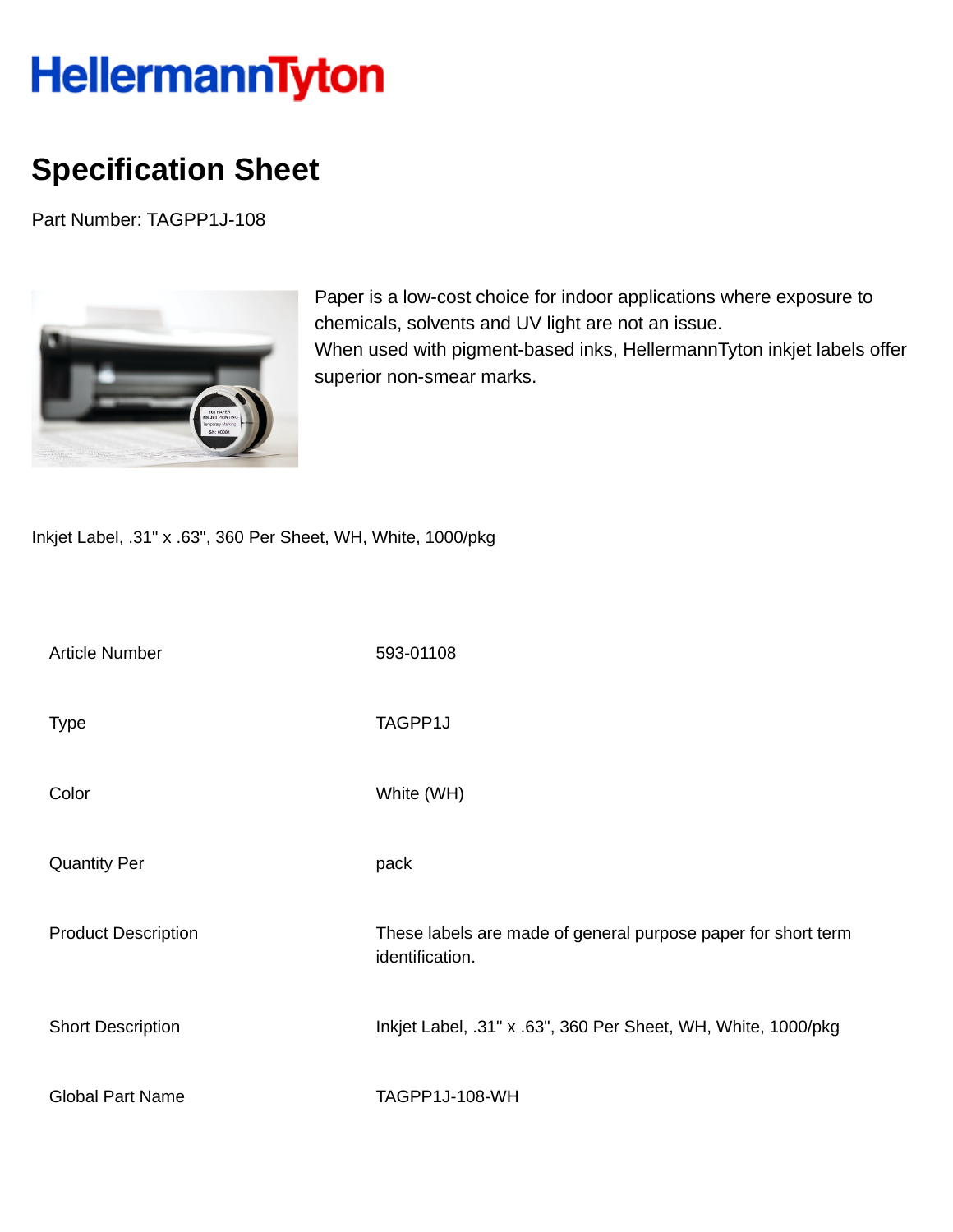# HellermannTyton

## Specification Sheet

Part Number: TAGPP1J-108

Paper is a low-cost choice for indoor applications where exposure to chemicals, solvents and UV light are not an issue.
When used with pigment-based inks, HellermannTyton inkjet labels offer superior non-smear marks.

Inkjet Label, .31" x .63", 360 Per Sheet, WH, White, 1000/pkg

| | |
|---|---|
| Article Number | 593-01108 |
| Type | TAGPP1J |
| Color | White (WH) |
| Quantity Per | pack |
| Product Description | These labels are made of general purpose paper for short term identification. |
| Short Description | Inkjet Label, .31" x .63", 360 Per Sheet, WH, White, 1000/pkg |
| Global Part Name | TAGPP1J-108-WH |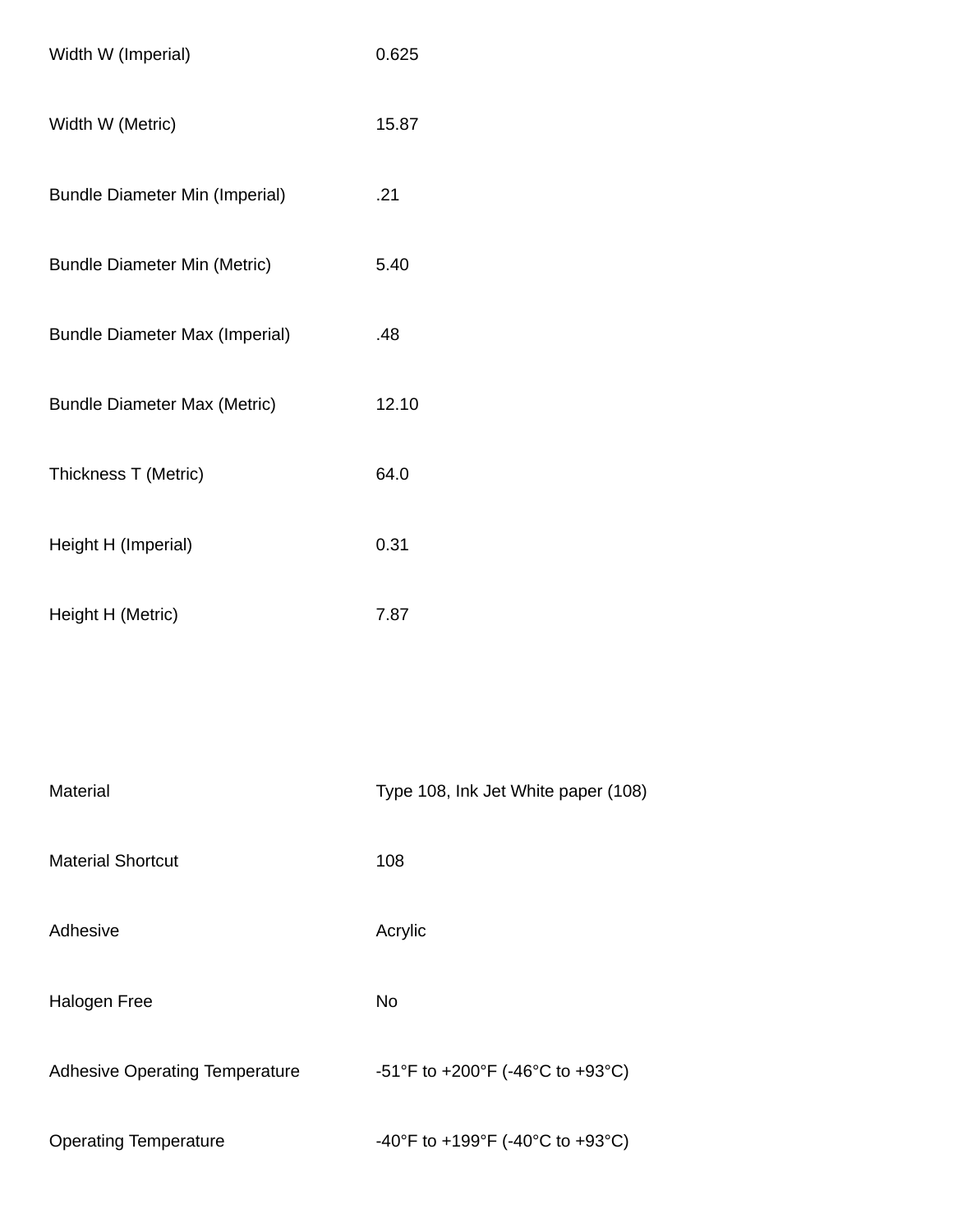| | |
|---|---|
| Width W (Imperial) | 0.625 |
| Width W (Metric) | 15.87 |
| Bundle Diameter Min (Imperial) | .21 |
| Bundle Diameter Min (Metric) | 5.40 |
| Bundle Diameter Max (Imperial) | .48 |
| Bundle Diameter Max (Metric) | 12.10 |
| Thickness T (Metric) | 64.0 |
| Height H (Imperial) | 0.31 |
| Height H (Metric) | 7.87 |

| | |
|---|---|
| Material | Type 108, Ink Jet White paper (108) |
| Material Shortcut | 108 |
| Adhesive | Acrylic |
| Halogen Free | No |
| Adhesive Operating Temperature | -51°F to +200°F (-46°C to +93°C) |
| Operating Temperature | -40°F to +199°F (-40°C to +93°C) |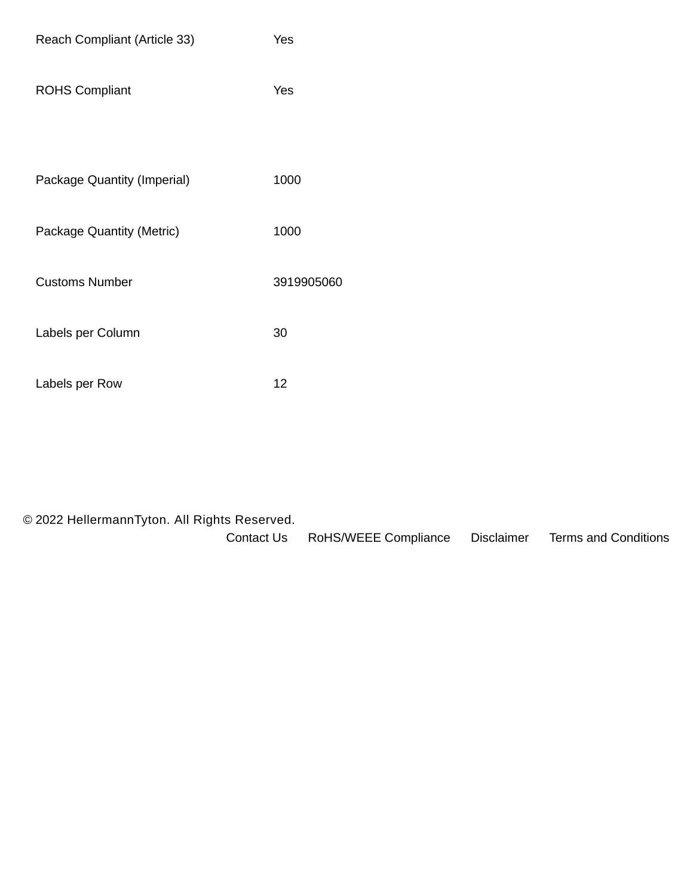| | |
|---|---|
| Reach Compliant (Article 33) | Yes |
| ROHS Compliant | Yes |

| | |
|---|---|
| Package Quantity (Imperial) | 1000 |
| Package Quantity (Metric) | 1000 |
| Customs Number | 3919905060 |
| Labels per Column | 30 |
| Labels per Row | 12 |

© 2022 HellermannTyton. All Rights Reserved.

Contact Us RoHS/WEEE Compliance Disclaimer Terms and Conditions